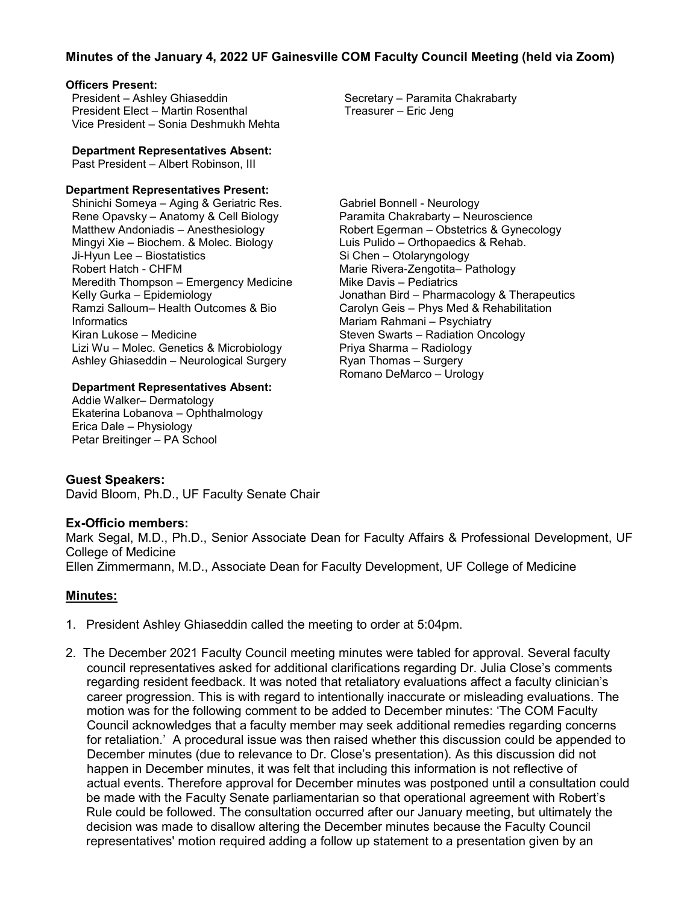**Minutes of the January 4, 2022 UF Gainesville COM Faculty Council Meeting (held via Zoom)**

**Officers Present:**

President – Ashley Ghiaseddin
President Elect – Martin Rosenthal
Vice President – Sonia Deshmukh Mehta
Secretary – Paramita Chakrabarty
Treasurer – Eric Jeng

**Department Representatives Absent:**

Past President – Albert Robinson, III

**Department Representatives Present:**

Shinichi Someya – Aging & Geriatric Res.
Rene Opavsky – Anatomy & Cell Biology
Matthew Andoniadis – Anesthesiology
Mingyi Xie – Biochem. & Molec. Biology
Ji-Hyun Lee – Biostatistics
Robert Hatch - CHFM
Meredith Thompson – Emergency Medicine
Kelly Gurka – Epidemiology
Ramzi Salloum– Health Outcomes & Bio Informatics
Kiran Lukose – Medicine
Lizi Wu – Molec. Genetics & Microbiology
Ashley Ghiaseddin – Neurological Surgery
Gabriel Bonnell - Neurology
Paramita Chakrabarty – Neuroscience
Robert Egerman – Obstetrics & Gynecology
Luis Pulido – Orthopaedics & Rehab.
Si Chen – Otolaryngology
Marie Rivera-Zengotita– Pathology
Mike Davis – Pediatrics
Jonathan Bird – Pharmacology & Therapeutics
Carolyn Geis – Phys Med & Rehabilitation
Mariam Rahmani – Psychiatry
Steven Swarts – Radiation Oncology
Priya Sharma – Radiology
Ryan Thomas – Surgery
Romano DeMarco – Urology

**Department Representatives Absent:**

Addie Walker– Dermatology
Ekaterina Lobanova – Ophthalmology
Erica Dale – Physiology
Petar Breitinger – PA School

**Guest Speakers:**

David Bloom, Ph.D., UF Faculty Senate Chair

**Ex-Officio members:**

Mark Segal, M.D., Ph.D., Senior Associate Dean for Faculty Affairs & Professional Development, UF College of Medicine
Ellen Zimmermann, M.D., Associate Dean for Faculty Development, UF College of Medicine

## Minutes:

1. President Ashley Ghiaseddin called the meeting to order at 5:04pm.

2. The December 2021 Faculty Council meeting minutes were tabled for approval. Several faculty council representatives asked for additional clarifications regarding Dr. Julia Close's comments regarding resident feedback. It was noted that retaliatory evaluations affect a faculty clinician's career progression. This is with regard to intentionally inaccurate or misleading evaluations. The motion was for the following comment to be added to December minutes: 'The COM Faculty Council acknowledges that a faculty member may seek additional remedies regarding concerns for retaliation.' A procedural issue was then raised whether this discussion could be appended to December minutes (due to relevance to Dr. Close's presentation). As this discussion did not happen in December minutes, it was felt that including this information is not reflective of actual events. Therefore approval for December minutes was postponed until a consultation could be made with the Faculty Senate parliamentarian so that operational agreement with Robert's Rule could be followed. The consultation occurred after our January meeting, but ultimately the decision was made to disallow altering the December minutes because the Faculty Council representatives' motion required adding a follow up statement to a presentation given by an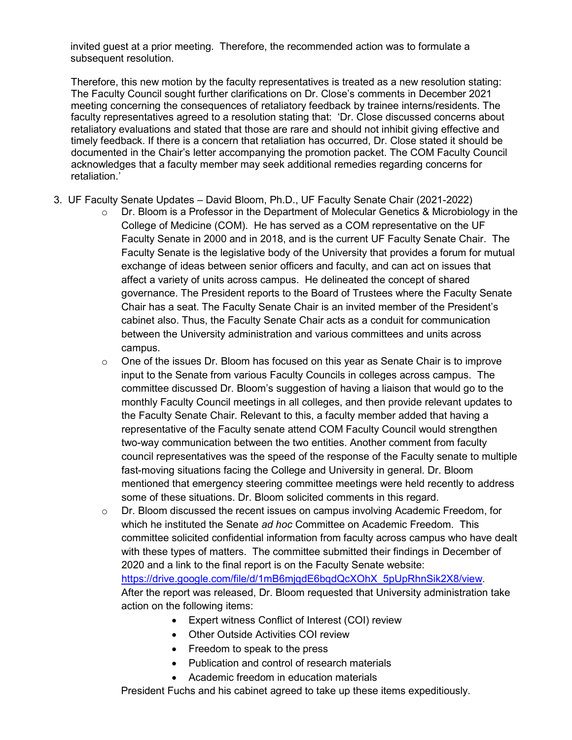invited guest at a prior meeting. Therefore, the recommended action was to formulate a subsequent resolution.

Therefore, this new motion by the faculty representatives is treated as a new resolution stating: The Faculty Council sought further clarifications on Dr. Close's comments in December 2021 meeting concerning the consequences of retaliatory feedback by trainee interns/residents. The faculty representatives agreed to a resolution stating that: 'Dr. Close discussed concerns about retaliatory evaluations and stated that those are rare and should not inhibit giving effective and timely feedback. If there is a concern that retaliation has occurred, Dr. Close stated it should be documented in the Chair's letter accompanying the promotion packet. The COM Faculty Council acknowledges that a faculty member may seek additional remedies regarding concerns for retaliation.'

3. UF Faculty Senate Updates – David Bloom, Ph.D., UF Faculty Senate Chair (2021-2022)
   - Dr. Bloom is a Professor in the Department of Molecular Genetics & Microbiology in the College of Medicine (COM). He has served as a COM representative on the UF Faculty Senate in 2000 and in 2018, and is the current UF Faculty Senate Chair. The Faculty Senate is the legislative body of the University that provides a forum for mutual exchange of ideas between senior officers and faculty, and can act on issues that affect a variety of units across campus. He delineated the concept of shared governance. The President reports to the Board of Trustees where the Faculty Senate Chair has a seat. The Faculty Senate Chair is an invited member of the President's cabinet also. Thus, the Faculty Senate Chair acts as a conduit for communication between the University administration and various committees and units across campus.
   - One of the issues Dr. Bloom has focused on this year as Senate Chair is to improve input to the Senate from various Faculty Councils in colleges across campus. The committee discussed Dr. Bloom's suggestion of having a liaison that would go to the monthly Faculty Council meetings in all colleges, and then provide relevant updates to the Faculty Senate Chair. Relevant to this, a faculty member added that having a representative of the Faculty senate attend COM Faculty Council would strengthen two-way communication between the two entities. Another comment from faculty council representatives was the speed of the response of the Faculty senate to multiple fast-moving situations facing the College and University in general. Dr. Bloom mentioned that emergency steering committee meetings were held recently to address some of these situations. Dr. Bloom solicited comments in this regard.
   - Dr. Bloom discussed the recent issues on campus involving Academic Freedom, for which he instituted the Senate *ad hoc* Committee on Academic Freedom. This committee solicited confidential information from faculty across campus who have dealt with these types of matters. The committee submitted their findings in December of 2020 and a link to the final report is on the Faculty Senate website: [https://drive.google.com/file/d/1mB6mjqdE6bqdQcXOhX_5pUpRhnSik2X8/view](https://drive.google.com/file/d/1mB6mjqdE6bqdQcXOhX_5pUpRhnSik2X8/view). After the report was released, Dr. Bloom requested that University administration take action on the following items:
     - Expert witness Conflict of Interest (COI) review
     - Other Outside Activities COI review
     - Freedom to speak to the press
     - Publication and control of research materials
     - Academic freedom in education materials

     President Fuchs and his cabinet agreed to take up these items expeditiously.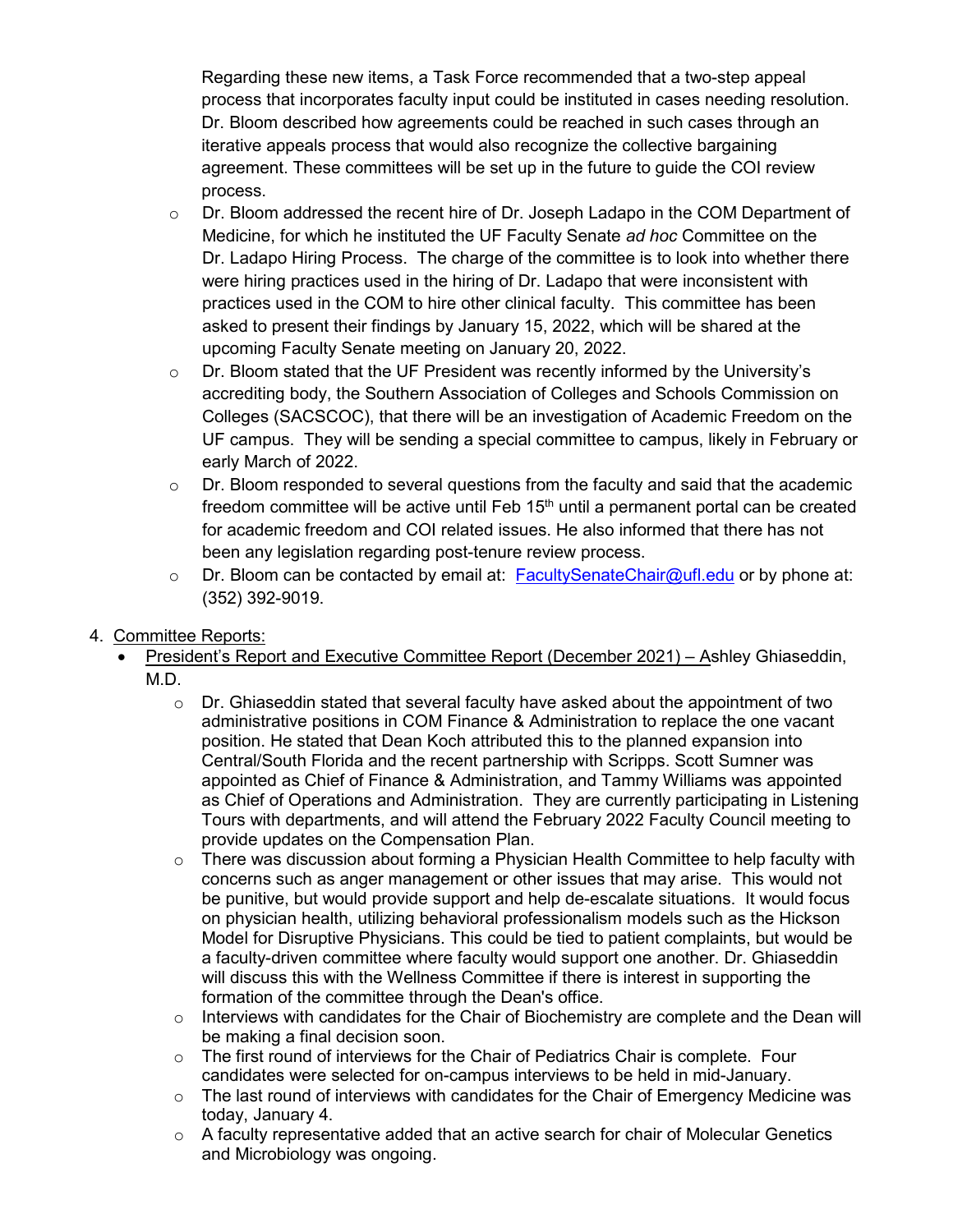Regarding these new items, a Task Force recommended that a two-step appeal process that incorporates faculty input could be instituted in cases needing resolution. Dr. Bloom described how agreements could be reached in such cases through an iterative appeals process that would also recognize the collective bargaining agreement. These committees will be set up in the future to guide the COI review process.

- Dr. Bloom addressed the recent hire of Dr. Joseph Ladapo in the COM Department of Medicine, for which he instituted the UF Faculty Senate *ad hoc* Committee on the Dr. Ladapo Hiring Process. The charge of the committee is to look into whether there were hiring practices used in the hiring of Dr. Ladapo that were inconsistent with practices used in the COM to hire other clinical faculty. This committee has been asked to present their findings by January 15, 2022, which will be shared at the upcoming Faculty Senate meeting on January 20, 2022.
- Dr. Bloom stated that the UF President was recently informed by the University's accrediting body, the Southern Association of Colleges and Schools Commission on Colleges (SACSCOC), that there will be an investigation of Academic Freedom on the UF campus. They will be sending a special committee to campus, likely in February or early March of 2022.
- Dr. Bloom responded to several questions from the faculty and said that the academic freedom committee will be active until Feb 15th until a permanent portal can be created for academic freedom and COI related issues. He also informed that there has not been any legislation regarding post-tenure review process.
- Dr. Bloom can be contacted by email at: FacultySenateChair@ufl.edu or by phone at: (352) 392-9019.

4. <u>Committee Reports:</u>
   - <u>President's Report and Executive Committee Report (December 2021) – A</u>shley Ghiaseddin, M.D.
     - Dr. Ghiaseddin stated that several faculty have asked about the appointment of two administrative positions in COM Finance & Administration to replace the one vacant position. He stated that Dean Koch attributed this to the planned expansion into Central/South Florida and the recent partnership with Scripps. Scott Sumner was appointed as Chief of Finance & Administration, and Tammy Williams was appointed as Chief of Operations and Administration. They are currently participating in Listening Tours with departments, and will attend the February 2022 Faculty Council meeting to provide updates on the Compensation Plan.
     - There was discussion about forming a Physician Health Committee to help faculty with concerns such as anger management or other issues that may arise. This would not be punitive, but would provide support and help de-escalate situations. It would focus on physician health, utilizing behavioral professionalism models such as the Hickson Model for Disruptive Physicians. This could be tied to patient complaints, but would be a faculty-driven committee where faculty would support one another. Dr. Ghiaseddin will discuss this with the Wellness Committee if there is interest in supporting the formation of the committee through the Dean's office.
     - Interviews with candidates for the Chair of Biochemistry are complete and the Dean will be making a final decision soon.
     - The first round of interviews for the Chair of Pediatrics Chair is complete. Four candidates were selected for on-campus interviews to be held in mid-January.
     - The last round of interviews with candidates for the Chair of Emergency Medicine was today, January 4.
     - A faculty representative added that an active search for chair of Molecular Genetics and Microbiology was ongoing.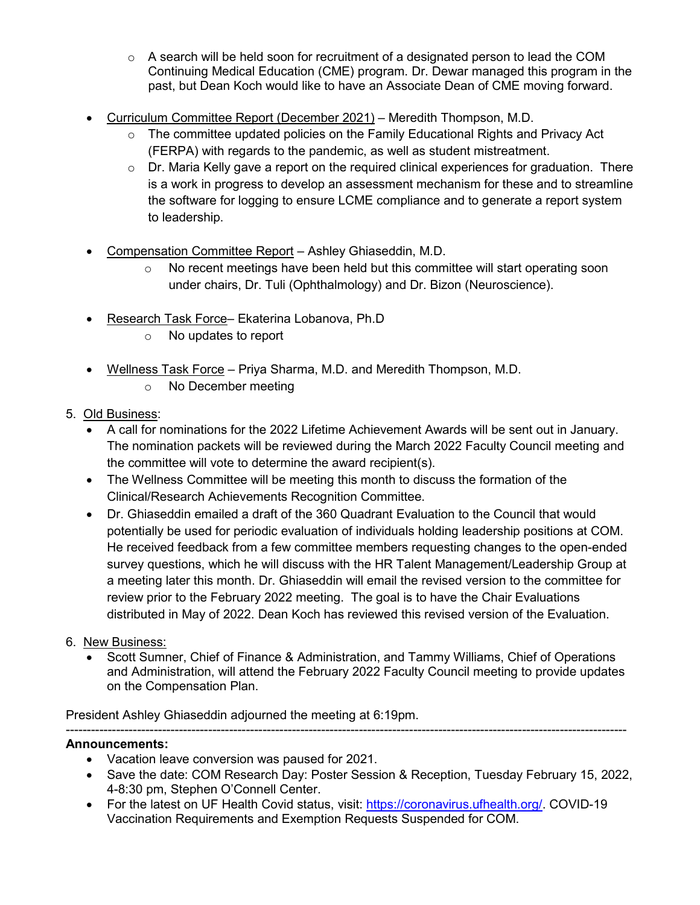- A search will be held soon for recruitment of a designated person to lead the COM Continuing Medical Education (CME) program. Dr. Dewar managed this program in the past, but Dean Koch would like to have an Associate Dean of CME moving forward.

- Curriculum Committee Report (December 2021) – Meredith Thompson, M.D.
  - The committee updated policies on the Family Educational Rights and Privacy Act (FERPA) with regards to the pandemic, as well as student mistreatment.
  - Dr. Maria Kelly gave a report on the required clinical experiences for graduation. There is a work in progress to develop an assessment mechanism for these and to streamline the software for logging to ensure LCME compliance and to generate a report system to leadership.

- Compensation Committee Report – Ashley Ghiaseddin, M.D.
  - No recent meetings have been held but this committee will start operating soon under chairs, Dr. Tuli (Ophthalmology) and Dr. Bizon (Neuroscience).

- Research Task Force– Ekaterina Lobanova, Ph.D
  - No updates to report

- Wellness Task Force – Priya Sharma, M.D. and Meredith Thompson, M.D.
  - No December meeting

5. Old Business:
   - A call for nominations for the 2022 Lifetime Achievement Awards will be sent out in January. The nomination packets will be reviewed during the March 2022 Faculty Council meeting and the committee will vote to determine the award recipient(s).
   - The Wellness Committee will be meeting this month to discuss the formation of the Clinical/Research Achievements Recognition Committee.
   - Dr. Ghiaseddin emailed a draft of the 360 Quadrant Evaluation to the Council that would potentially be used for periodic evaluation of individuals holding leadership positions at COM. He received feedback from a few committee members requesting changes to the open-ended survey questions, which he will discuss with the HR Talent Management/Leadership Group at a meeting later this month. Dr. Ghiaseddin will email the revised version to the committee for review prior to the February 2022 meeting. The goal is to have the Chair Evaluations distributed in May of 2022. Dean Koch has reviewed this revised version of the Evaluation.

6. New Business:
   - Scott Sumner, Chief of Finance & Administration, and Tammy Williams, Chief of Operations and Administration, will attend the February 2022 Faculty Council meeting to provide updates on the Compensation Plan.

President Ashley Ghiaseddin adjourned the meeting at 6:19pm.

---

**Announcements:**

- Vacation leave conversion was paused for 2021.
- Save the date: COM Research Day: Poster Session & Reception, Tuesday February 15, 2022, 4-8:30 pm, Stephen O'Connell Center.
- For the latest on UF Health Covid status, visit: https://coronavirus.ufhealth.org/. COVID-19 Vaccination Requirements and Exemption Requests Suspended for COM.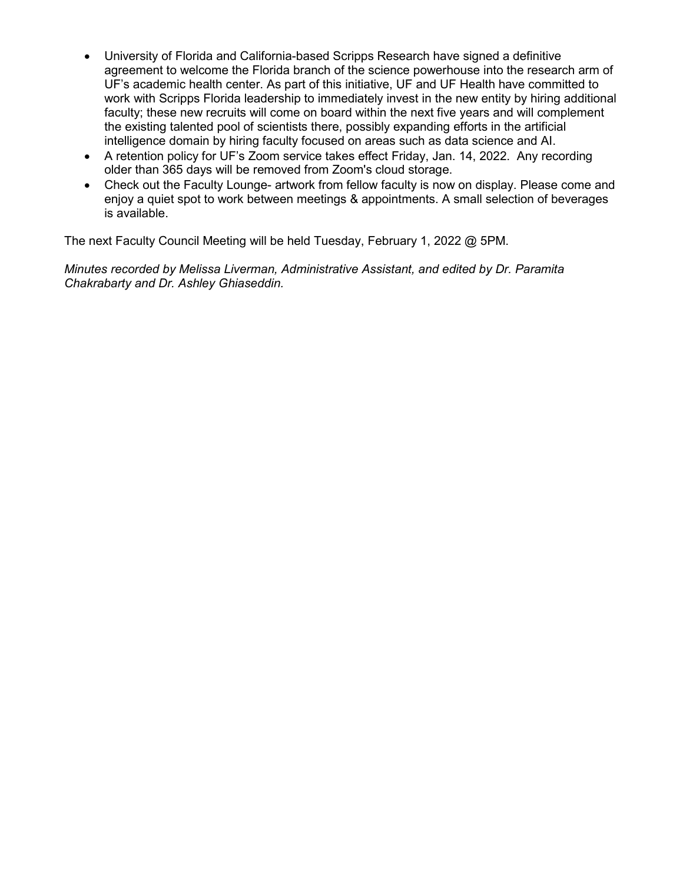- University of Florida and California-based Scripps Research have signed a definitive agreement to welcome the Florida branch of the science powerhouse into the research arm of UF's academic health center. As part of this initiative, UF and UF Health have committed to work with Scripps Florida leadership to immediately invest in the new entity by hiring additional faculty; these new recruits will come on board within the next five years and will complement the existing talented pool of scientists there, possibly expanding efforts in the artificial intelligence domain by hiring faculty focused on areas such as data science and AI.
- A retention policy for UF's Zoom service takes effect Friday, Jan. 14, 2022. Any recording older than 365 days will be removed from Zoom's cloud storage.
- Check out the Faculty Lounge- artwork from fellow faculty is now on display. Please come and enjoy a quiet spot to work between meetings & appointments. A small selection of beverages is available.

The next Faculty Council Meeting will be held Tuesday, February 1, 2022 @ 5PM.

*Minutes recorded by Melissa Liverman, Administrative Assistant, and edited by Dr. Paramita Chakrabarty and Dr. Ashley Ghiaseddin.*